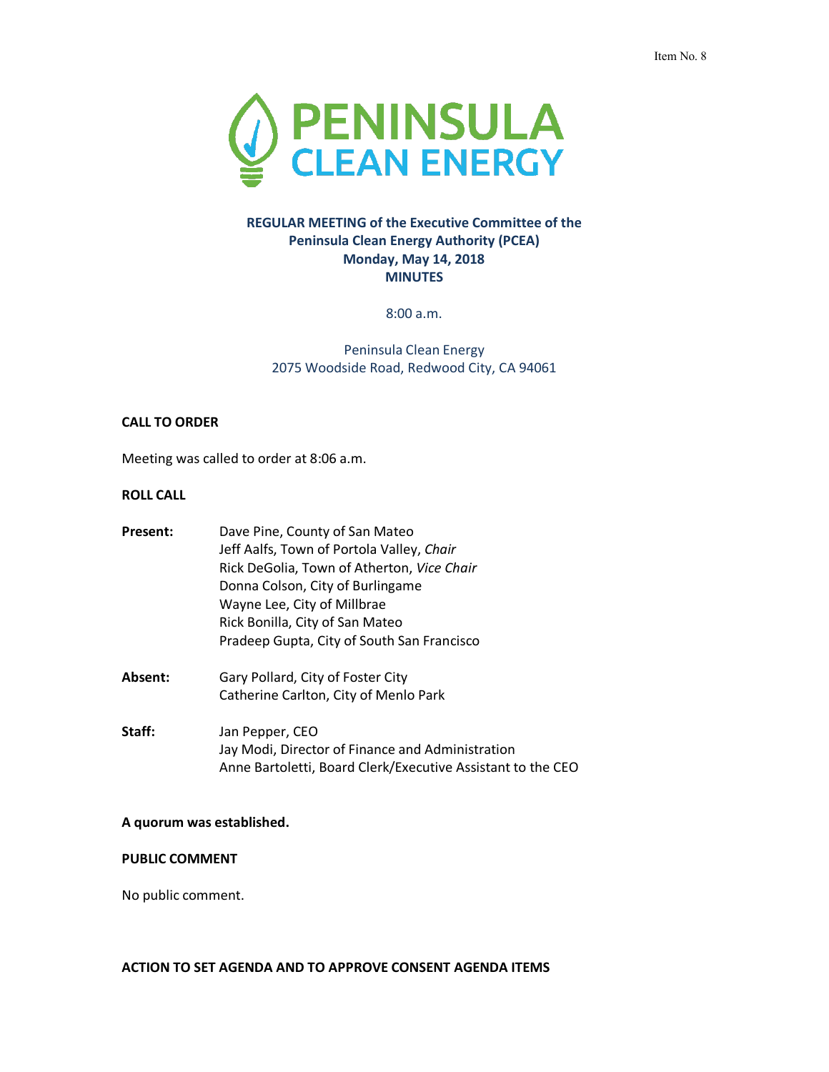Item No. 8

PENINSULA CLEAN ENERGY

**REGULAR MEETING of the Executive Committee of the Peninsula Clean Energy Authority (PCEA)**
**Monday, May 14, 2018**
**MINUTES**

8:00 a.m.

Peninsula Clean Energy
2075 Woodside Road, Redwood City, CA 94061

**CALL TO ORDER**

Meeting was called to order at 8:06 a.m.

**ROLL CALL**

**Present:**
Dave Pine, County of San Mateo
Jeff Aalfs, Town of Portola Valley, *Chair*
Rick DeGolia, Town of Atherton, *Vice Chair*
Donna Colson, City of Burlingame
Wayne Lee, City of Millbrae
Rick Bonilla, City of San Mateo
Pradeep Gupta, City of South San Francisco

**Absent:**
Gary Pollard, City of Foster City
Catherine Carlton, City of Menlo Park

**Staff:**
Jan Pepper, CEO
Jay Modi, Director of Finance and Administration
Anne Bartoletti, Board Clerk/Executive Assistant to the CEO

**A quorum was established.**

**PUBLIC COMMENT**

No public comment.

**ACTION TO SET AGENDA AND TO APPROVE CONSENT AGENDA ITEMS**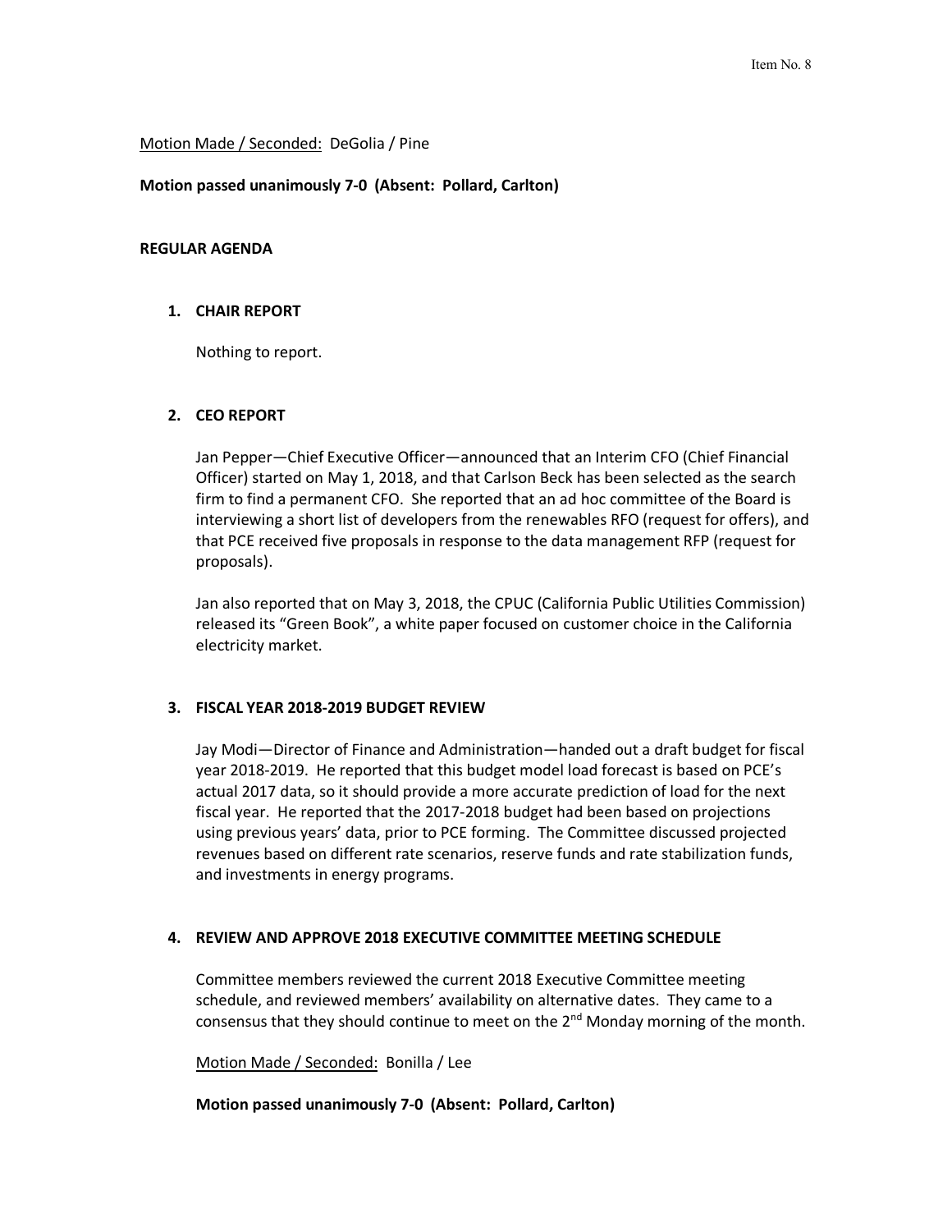Motion Made / Seconded: DeGolia / Pine

**Motion passed unanimously 7-0 (Absent: Pollard, Carlton)**

**REGULAR AGENDA**

1. **CHAIR REPORT**

   Nothing to report.

2. **CEO REPORT**

   Jan Pepper—Chief Executive Officer—announced that an Interim CFO (Chief Financial Officer) started on May 1, 2018, and that Carlson Beck has been selected as the search firm to find a permanent CFO. She reported that an ad hoc committee of the Board is interviewing a short list of developers from the renewables RFO (request for offers), and that PCE received five proposals in response to the data management RFP (request for proposals).

   Jan also reported that on May 3, 2018, the CPUC (California Public Utilities Commission) released its "Green Book", a white paper focused on customer choice in the California electricity market.

3. **FISCAL YEAR 2018-2019 BUDGET REVIEW**

   Jay Modi—Director of Finance and Administration—handed out a draft budget for fiscal year 2018-2019. He reported that this budget model load forecast is based on PCE's actual 2017 data, so it should provide a more accurate prediction of load for the next fiscal year. He reported that the 2017-2018 budget had been based on projections using previous years' data, prior to PCE forming. The Committee discussed projected revenues based on different rate scenarios, reserve funds and rate stabilization funds, and investments in energy programs.

4. **REVIEW AND APPROVE 2018 EXECUTIVE COMMITTEE MEETING SCHEDULE**

   Committee members reviewed the current 2018 Executive Committee meeting schedule, and reviewed members' availability on alternative dates. They came to a consensus that they should continue to meet on the 2nd Monday morning of the month.

   Motion Made / Seconded: Bonilla / Lee

   **Motion passed unanimously 7-0 (Absent: Pollard, Carlton)**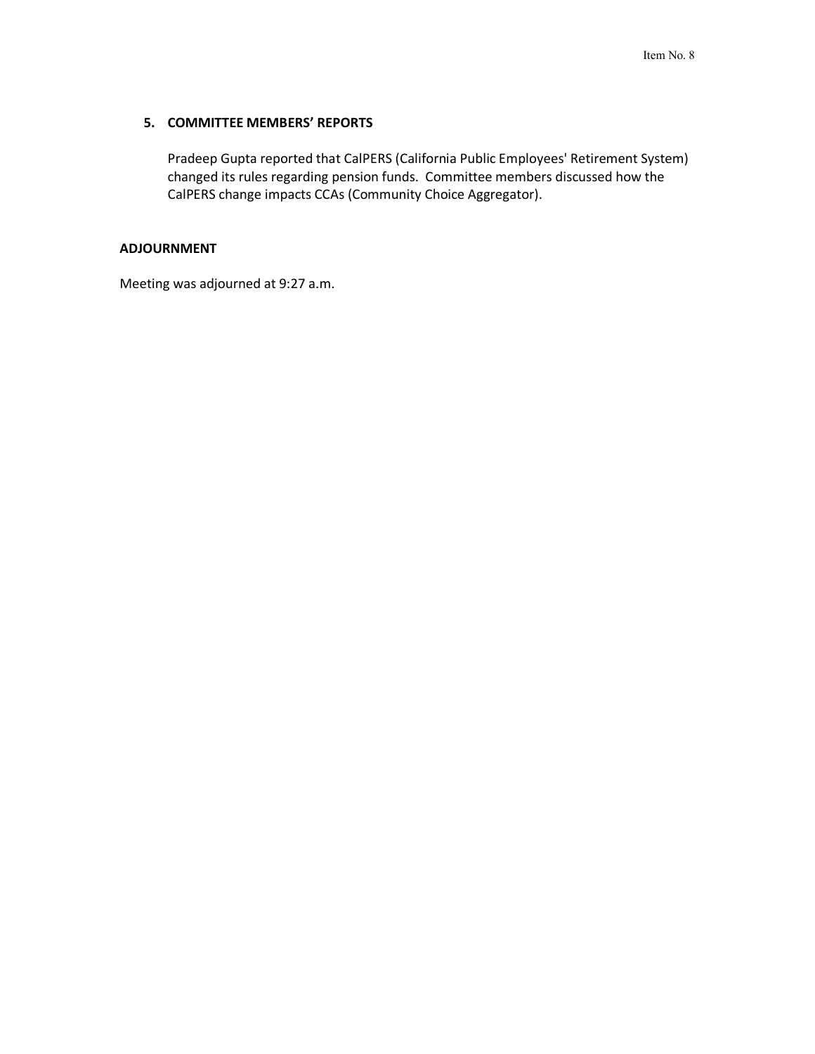### 5. COMMITTEE MEMBERS' REPORTS

Pradeep Gupta reported that CalPERS (California Public Employees' Retirement System) changed its rules regarding pension funds. Committee members discussed how the CalPERS change impacts CCAs (Community Choice Aggregator).

### ADJOURNMENT

Meeting was adjourned at 9:27 a.m.